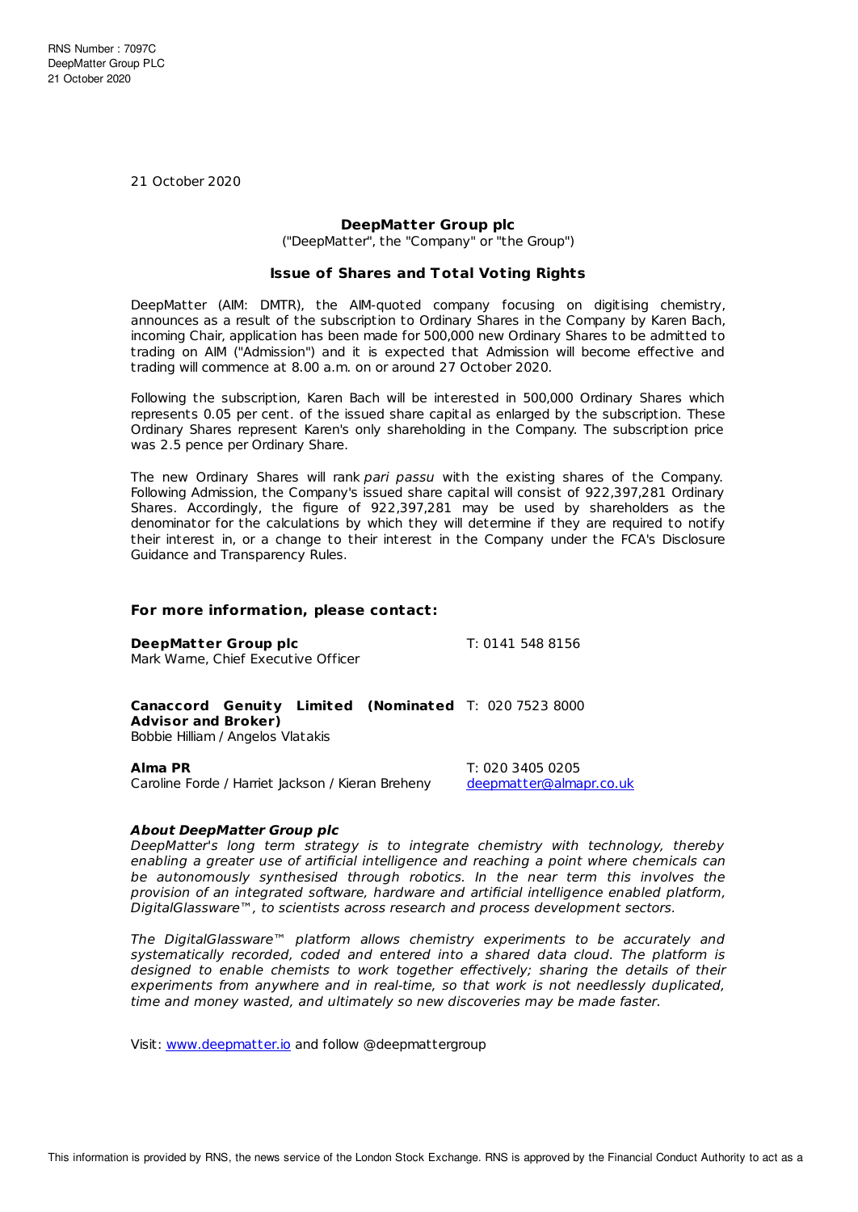RNS Number : 7097C
DeepMatter Group PLC
21 October 2020

21 October 2020

**DeepMatter Group plc**

("DeepMatter", the "Company" or "the Group")

**Issue of Shares and Total Voting Rights**

DeepMatter (AIM: DMTR), the AIM-quoted company focusing on digitising chemistry, announces as a result of the subscription to Ordinary Shares in the Company by Karen Bach, incoming Chair, application has been made for 500,000 new Ordinary Shares to be admitted to trading on AIM ("Admission") and it is expected that Admission will become effective and trading will commence at 8.00 a.m. on or around 27 October 2020.

Following the subscription, Karen Bach will be interested in 500,000 Ordinary Shares which represents 0.05 per cent. of the issued share capital as enlarged by the subscription. These Ordinary Shares represent Karen's only shareholding in the Company. The subscription price was 2.5 pence per Ordinary Share.

The new Ordinary Shares will rank *pari passu* with the existing shares of the Company. Following Admission, the Company's issued share capital will consist of 922,397,281 Ordinary Shares. Accordingly, the figure of 922,397,281 may be used by shareholders as the denominator for the calculations by which they will determine if they are required to notify their interest in, or a change to their interest in the Company under the FCA's Disclosure Guidance and Transparency Rules.

**For more information, please contact:**

| | |
|---|---|
| **DeepMatter Group plc**<br>Mark Warne, Chief Executive Officer | T: 0141 548 8156 |
| **Canaccord Genuity Limited (Nominated Advisor and Broker)**<br>Bobbie Hilliam / Angelos Vlatakis | T: 020 7523 8000 |
| **Alma PR**<br>Caroline Forde / Harriet Jackson / Kieran Breheny | T: 020 3405 0205<br>deepmatter@almapr.co.uk |

***About DeepMatter Group plc***

*DeepMatter's long term strategy is to integrate chemistry with technology, thereby enabling a greater use of artificial intelligence and reaching a point where chemicals can be autonomously synthesised through robotics. In the near term this involves the provision of an integrated software, hardware and artificial intelligence enabled platform, DigitalGlassware™, to scientists across research and process development sectors.*

*The DigitalGlassware™ platform allows chemistry experiments to be accurately and systematically recorded, coded and entered into a shared data cloud. The platform is designed to enable chemists to work together effectively; sharing the details of their experiments from anywhere and in real-time, so that work is not needlessly duplicated, time and money wasted, and ultimately so new discoveries may be made faster.*

Visit: www.deepmatter.io and follow @deepmattergroup

This information is provided by RNS, the news service of the London Stock Exchange. RNS is approved by the Financial Conduct Authority to act as a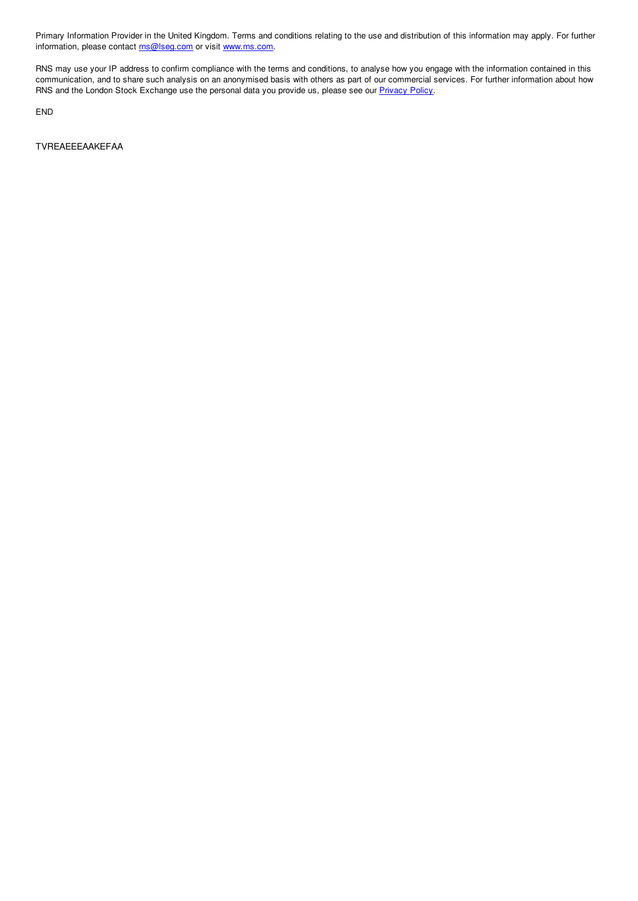Primary Information Provider in the United Kingdom. Terms and conditions relating to the use and distribution of this information may apply. For further information, please contact rns@lseg.com or visit www.rns.com.

RNS may use your IP address to confirm compliance with the terms and conditions, to analyse how you engage with the information contained in this communication, and to share such analysis on an anonymised basis with others as part of our commercial services. For further information about how RNS and the London Stock Exchange use the personal data you provide us, please see our Privacy Policy.

END

TVREAEEEAAKEFAA